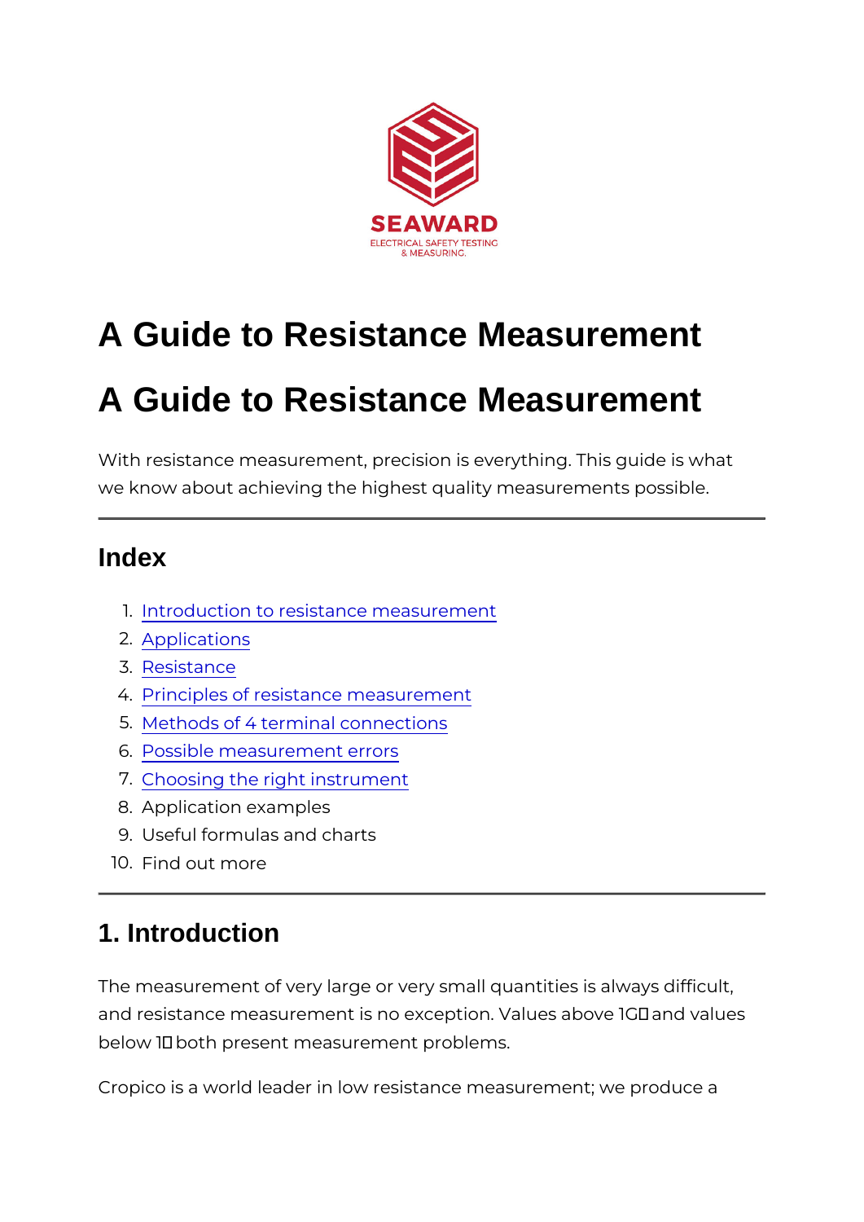SEAWARD

ELECTRICAL SAFETY TESTING & MEASURING.

# A Guide to Resistance Measurement

# A Guide to Resistance Measurement

With resistance measurement, precision is everything. This guide is what we know about achieving the highest quality measurements possible.

---

## Index

1. Introduction to resistance measurement
2. Applications
3. Resistance
4. Principles of resistance measurement
5. Methods of 4 terminal connections
6. Possible measurement errors
7. Choosing the right instrument
8. Application examples
9. Useful formulas and charts
10. Find out more

---

## 1. Introduction

The measurement of very large or very small quantities is always difficult, and resistance measurement is no exception. Values above 1GΩ and values below 1Ω both present measurement problems.

Cropico is a world leader in low resistance measurement; we produce a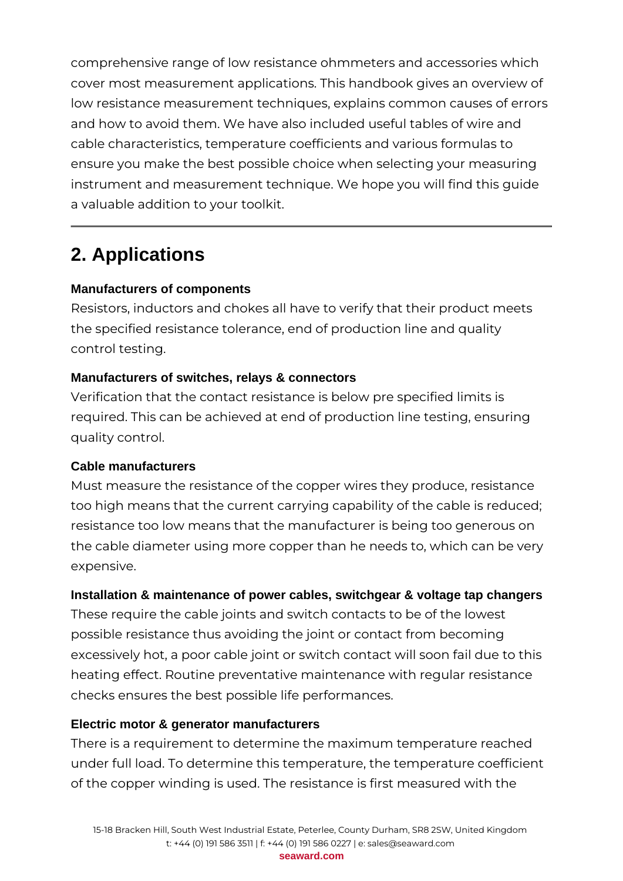comprehensive range of low resistance ohmmeters and accessories which cover most measurement applications. This handbook gives an overview of low resistance measurement techniques, explains common causes of errors and how to avoid them. We have also included useful tables of wire and cable characteristics, temperature coefficients and various formulas to ensure you make the best possible choice when selecting your measuring instrument and measurement technique. We hope you will find this guide a valuable addition to your toolkit.

---

## 2. Applications

**Manufacturers of components**

Resistors, inductors and chokes all have to verify that their product meets the specified resistance tolerance, end of production line and quality control testing.

**Manufacturers of switches, relays & connectors**

Verification that the contact resistance is below pre specified limits is required. This can be achieved at end of production line testing, ensuring quality control.

**Cable manufacturers**

Must measure the resistance of the copper wires they produce, resistance too high means that the current carrying capability of the cable is reduced; resistance too low means that the manufacturer is being too generous on the cable diameter using more copper than he needs to, which can be very expensive.

**Installation & maintenance of power cables, switchgear & voltage tap changers**

These require the cable joints and switch contacts to be of the lowest possible resistance thus avoiding the joint or contact from becoming excessively hot, a poor cable joint or switch contact will soon fail due to this heating effect. Routine preventative maintenance with regular resistance checks ensures the best possible life performances.

**Electric motor & generator manufacturers**

There is a requirement to determine the maximum temperature reached under full load. To determine this temperature, the temperature coefficient of the copper winding is used. The resistance is first measured with the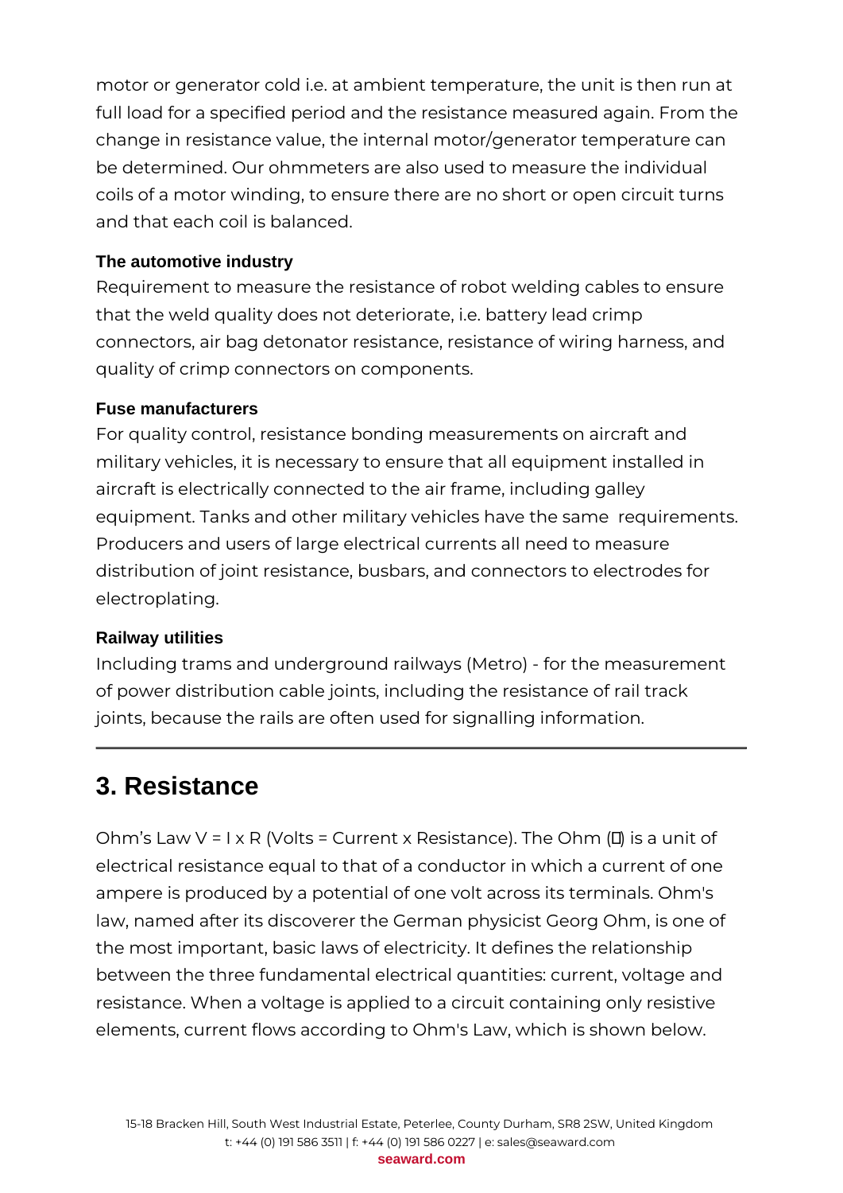motor or generator cold i.e. at ambient temperature, the unit is then run at full load for a specified period and the resistance measured again. From the change in resistance value, the internal motor/generator temperature can be determined. Our ohmmeters are also used to measure the individual coils of a motor winding, to ensure there are no short or open circuit turns and that each coil is balanced.

**The automotive industry**

Requirement to measure the resistance of robot welding cables to ensure that the weld quality does not deteriorate, i.e. battery lead crimp connectors, air bag detonator resistance, resistance of wiring harness, and quality of crimp connectors on components.

**Fuse manufacturers**

For quality control, resistance bonding measurements on aircraft and military vehicles, it is necessary to ensure that all equipment installed in aircraft is electrically connected to the air frame, including galley equipment. Tanks and other military vehicles have the same requirements. Producers and users of large electrical currents all need to measure distribution of joint resistance, busbars, and connectors to electrodes for electroplating.

**Railway utilities**

Including trams and underground railways (Metro) - for the measurement of power distribution cable joints, including the resistance of rail track joints, because the rails are often used for signalling information.

---

## 3. Resistance

Ohm's Law V = I x R (Volts = Current x Resistance). The Ohm (Ω) is a unit of electrical resistance equal to that of a conductor in which a current of one ampere is produced by a potential of one volt across its terminals. Ohm's law, named after its discoverer the German physicist Georg Ohm, is one of the most important, basic laws of electricity. It defines the relationship between the three fundamental electrical quantities: current, voltage and resistance. When a voltage is applied to a circuit containing only resistive elements, current flows according to Ohm's Law, which is shown below.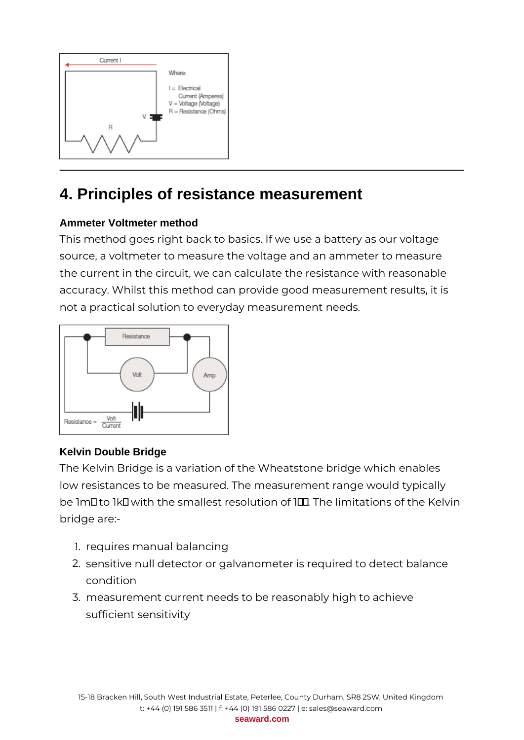## 4. Principles of resistance measurement

### Ammeter Voltmeter method

This method goes right back to basics. If we use a battery as our voltage source, a voltmeter to measure the voltage and an ammeter to measure the current in the circuit, we can calculate the resistance with reasonable accuracy. Whilst this method can provide good measurement results, it is not a practical solution to everyday measurement needs.

### Kelvin Double Bridge

The Kelvin Bridge is a variation of the Wheatstone bridge which enables low resistances to be measured. The measurement range would typically be 1mΩ to 1kΩ with the smallest resolution of 1μΩ. The limitations of the Kelvin bridge are:-

1. requires manual balancing
2. sensitive null detector or galvanometer is required to detect balance condition
3. measurement current needs to be reasonably high to achieve sufficient sensitivity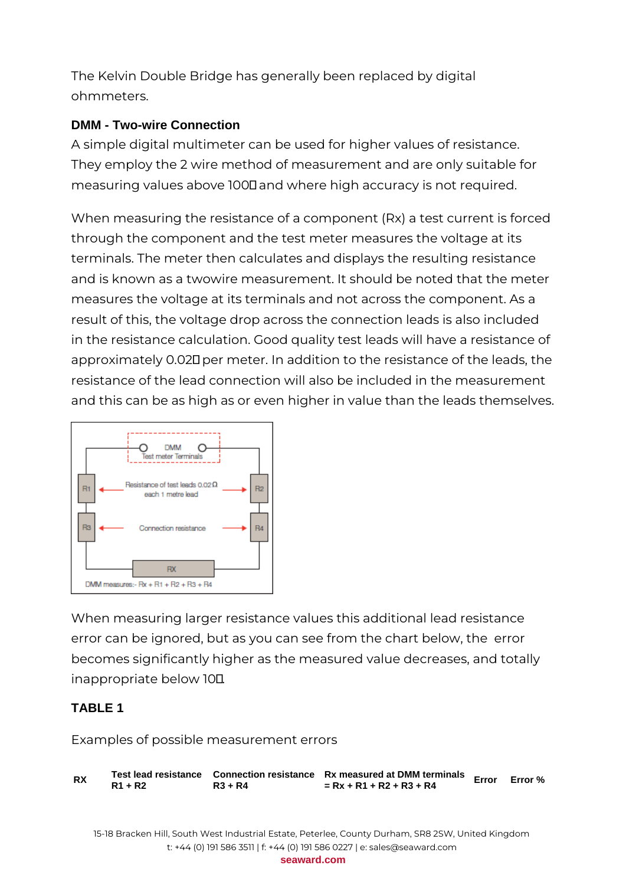The Kelvin Double Bridge has generally been replaced by digital ohmmeters.

**DMM - Two-wire Connection**

A simple digital multimeter can be used for higher values of resistance. They employ the 2 wire method of measurement and are only suitable for measuring values above 100Ω and where high accuracy is not required.

When measuring the resistance of a component (Rx) a test current is forced through the component and the test meter measures the voltage at its terminals. The meter then calculates and displays the resulting resistance and is known as a twowire measurement. It should be noted that the meter measures the voltage at its terminals and not across the component. As a result of this, the voltage drop across the connection leads is also included in the resistance calculation. Good quality test leads will have a resistance of approximately 0.02Ω per meter. In addition to the resistance of the leads, the resistance of the lead connection will also be included in the measurement and this can be as high as or even higher in value than the leads themselves.

DMM measures:- Rx + R1 + R2 + R3 + R4

When measuring larger resistance values this additional lead resistance error can be ignored, but as you can see from the chart below, the error becomes significantly higher as the measured value decreases, and totally inappropriate below 10Ω.

**TABLE 1**

Examples of possible measurement errors

| RX | Test lead resistance R1 + R2 | Connection resistance R3 + R4 | Rx measured at DMM terminals = Rx + R1 + R2 + R3 + R4 | Error | Error % |
|---|---|---|---|---|---|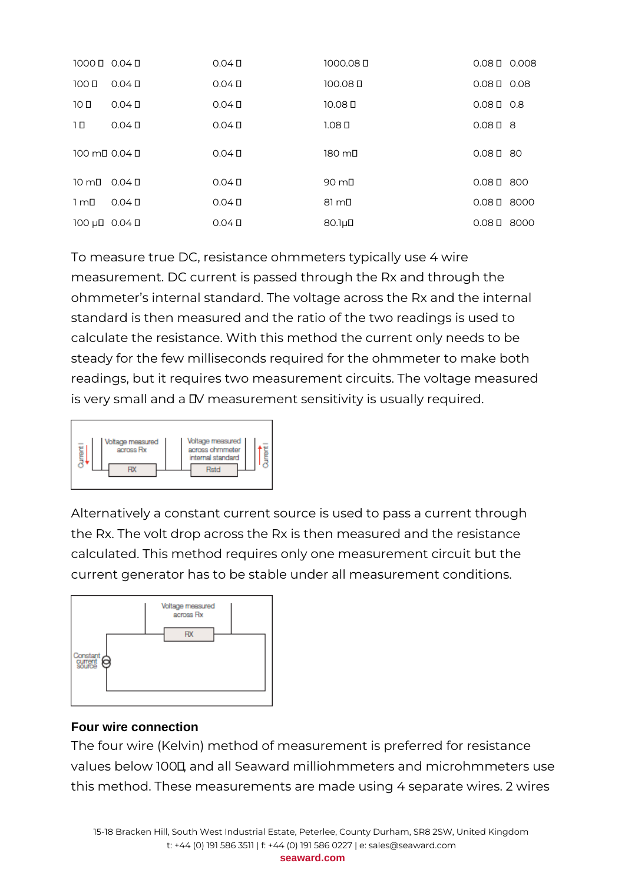| | | | | | |
|---|---|---|---|---|---|
| 1000 Ω | 0.04 Ω | 0.04 Ω | 1000.08 Ω | 0.08 Ω | 0.008 |
| 100 Ω | 0.04 Ω | 0.04 Ω | 100.08 Ω | 0.08 Ω | 0.08 |
| 10 Ω | 0.04 Ω | 0.04 Ω | 10.08 Ω | 0.08 Ω | 0.8 |
| 1 Ω | 0.04 Ω | 0.04 Ω | 1.08 Ω | 0.08 Ω | 8 |
| 100 mΩ | 0.04 Ω | 0.04 Ω | 180 mΩ | 0.08 Ω | 80 |
| 10 mΩ | 0.04 Ω | 0.04 Ω | 90 mΩ | 0.08 Ω | 800 |
| 1 mΩ | 0.04 Ω | 0.04 Ω | 81 mΩ | 0.08 Ω | 8000 |
| 100 µΩ | 0.04 Ω | 0.04 Ω | 80.1µΩ | 0.08 Ω | 8000 |

To measure true DC, resistance ohmmeters typically use 4 wire measurement. DC current is passed through the Rx and through the ohmmeter's internal standard. The voltage across the Rx and the internal standard is then measured and the ratio of the two readings is used to calculate the resistance. With this method the current only needs to be steady for the few milliseconds required for the ohmmeter to make both readings, but it requires two measurement circuits. The voltage measured is very small and a µV measurement sensitivity is usually required.

Current I — Voltage measured across Rx — RX — Voltage measured across ohmmeter internal standard — Rstd — Current I

Alternatively a constant current source is used to pass a current through the Rx. The volt drop across the Rx is then measured and the resistance calculated. This method requires only one measurement circuit but the current generator has to be stable under all measurement conditions.

Voltage measured across Rx — RX — Constant current source

**Four wire connection**

The four wire (Kelvin) method of measurement is preferred for resistance values below 100Ω, and all Seaward milliohmmeters and microhmmeters use this method. These measurements are made using 4 separate wires. 2 wires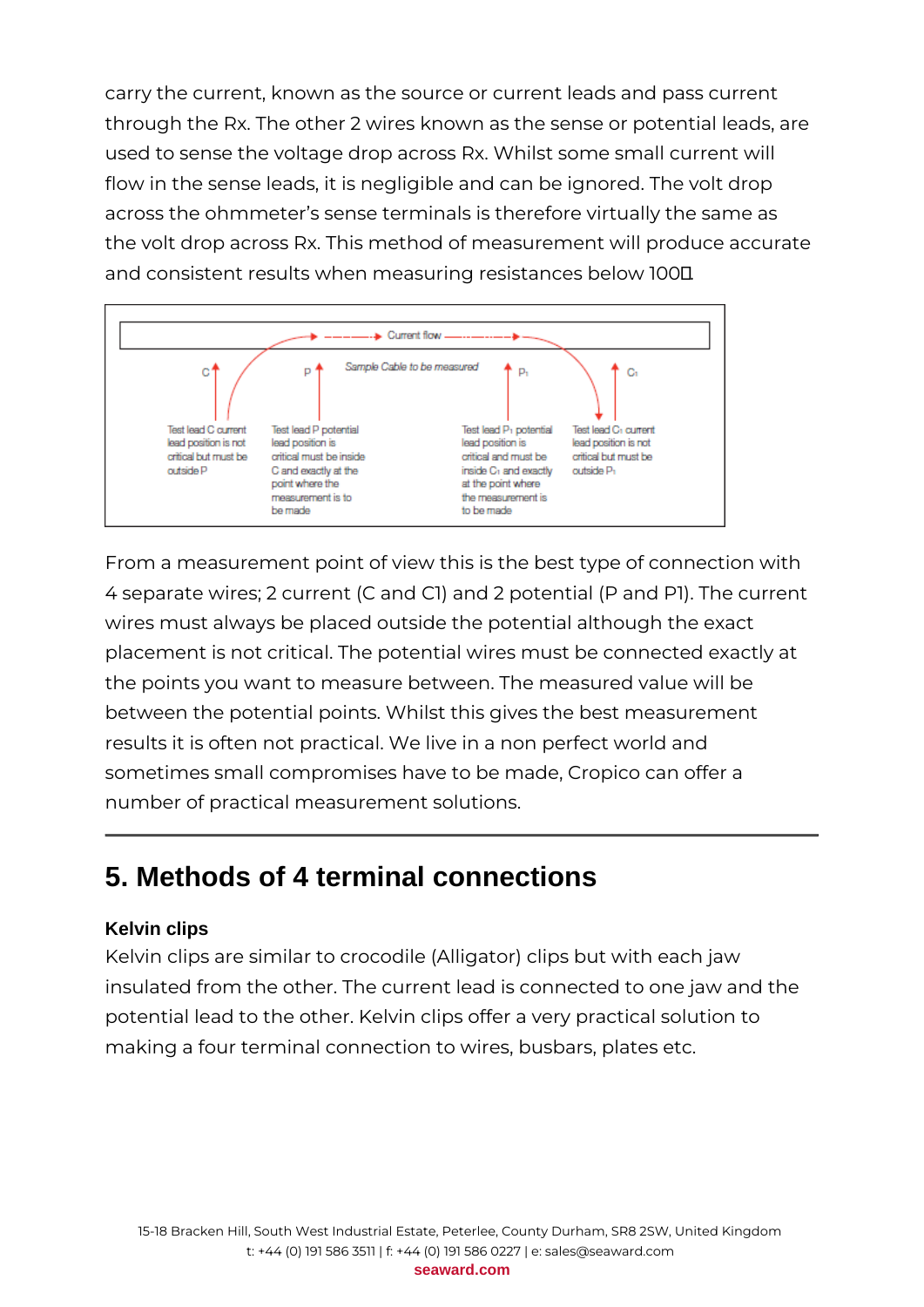carry the current, known as the source or current leads and pass current through the Rx. The other 2 wires known as the sense or potential leads, are used to sense the voltage drop across Rx. Whilst some small current will flow in the sense leads, it is negligible and can be ignored. The volt drop across the ohmmeter's sense terminals is therefore virtually the same as the volt drop across Rx. This method of measurement will produce accurate and consistent results when measuring resistances below 100Ω.

Current flow

*Sample Cable to be measured*

C — P — $P_1$ — $C_1$

Test lead C current lead position is not critical but must be outside P

Test lead P potential lead position is critical must be inside C and exactly at the point where the measurement is to be made

Test lead $P_1$ potential lead position is critical and must be inside $C_1$ and exactly at the point where the measurement is to be made

Test lead $C_1$ current lead position is not critical but must be outside $P_1$

From a measurement point of view this is the best type of connection with 4 separate wires; 2 current (C and C1) and 2 potential (P and P1). The current wires must always be placed outside the potential although the exact placement is not critical. The potential wires must be connected exactly at the points you want to measure between. The measured value will be between the potential points. Whilst this gives the best measurement results it is often not practical. We live in a non perfect world and sometimes small compromises have to be made, Cropico can offer a number of practical measurement solutions.

---

## 5. Methods of 4 terminal connections

### Kelvin clips

Kelvin clips are similar to crocodile (Alligator) clips but with each jaw insulated from the other. The current lead is connected to one jaw and the potential lead to the other. Kelvin clips offer a very practical solution to making a four terminal connection to wires, busbars, plates etc.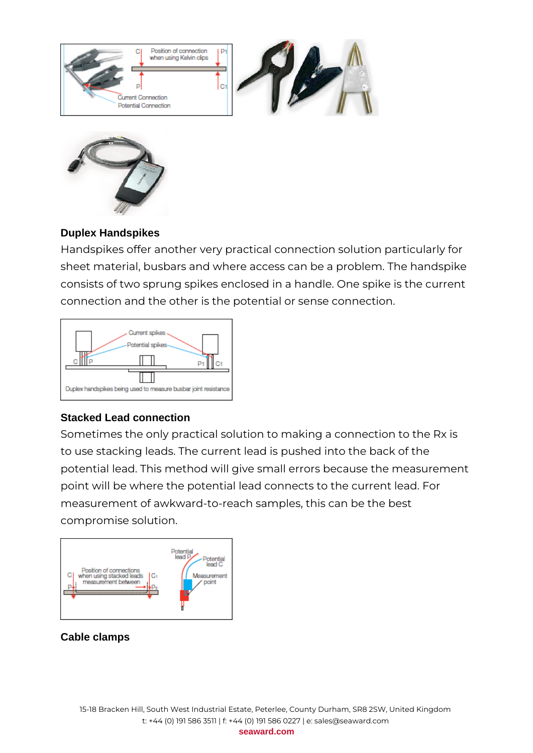## Duplex Handspikes

Handspikes offer another very practical connection solution particularly for sheet material, busbars and where access can be a problem. The handspike consists of two sprung spikes enclosed in a handle. One spike is the current connection and the other is the potential or sense connection.

Duplex handspikes being used to measure busbar joint resistance

## Stacked Lead connection

Sometimes the only practical solution to making a connection to the Rx is to use stacking leads. The current lead is pushed into the back of the potential lead. This method will give small errors because the measurement point will be where the potential lead connects to the current lead. For measurement of awkward-to-reach samples, this can be the best compromise solution.

## Cable clamps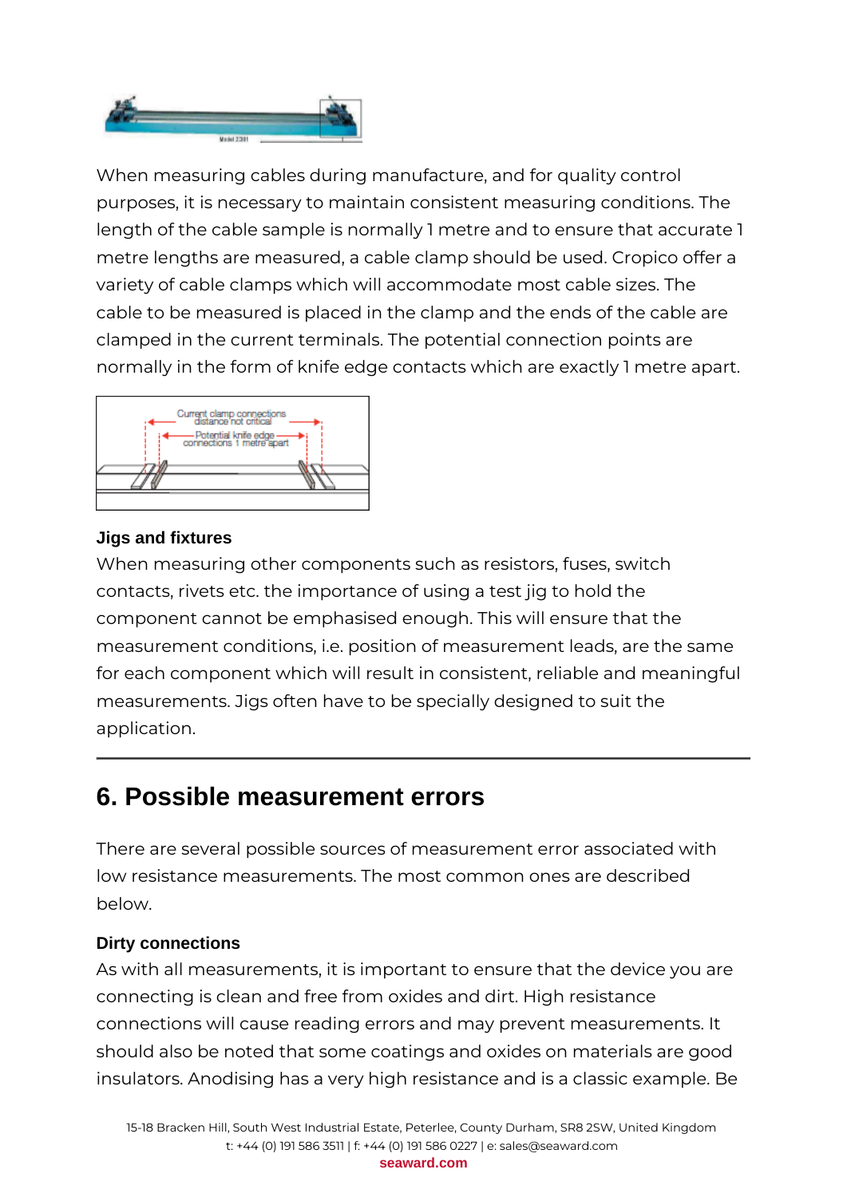When measuring cables during manufacture, and for quality control purposes, it is necessary to maintain consistent measuring conditions. The length of the cable sample is normally 1 metre and to ensure that accurate 1 metre lengths are measured, a cable clamp should be used. Cropico offer a variety of cable clamps which will accommodate most cable sizes. The cable to be measured is placed in the clamp and the ends of the cable are clamped in the current terminals. The potential connection points are normally in the form of knife edge contacts which are exactly 1 metre apart.

### Jigs and fixtures

When measuring other components such as resistors, fuses, switch contacts, rivets etc. the importance of using a test jig to hold the component cannot be emphasised enough. This will ensure that the measurement conditions, i.e. position of measurement leads, are the same for each component which will result in consistent, reliable and meaningful measurements. Jigs often have to be specially designed to suit the application.

---

## 6. Possible measurement errors

There are several possible sources of measurement error associated with low resistance measurements. The most common ones are described below.

### Dirty connections

As with all measurements, it is important to ensure that the device you are connecting is clean and free from oxides and dirt. High resistance connections will cause reading errors and may prevent measurements. It should also be noted that some coatings and oxides on materials are good insulators. Anodising has a very high resistance and is a classic example. Be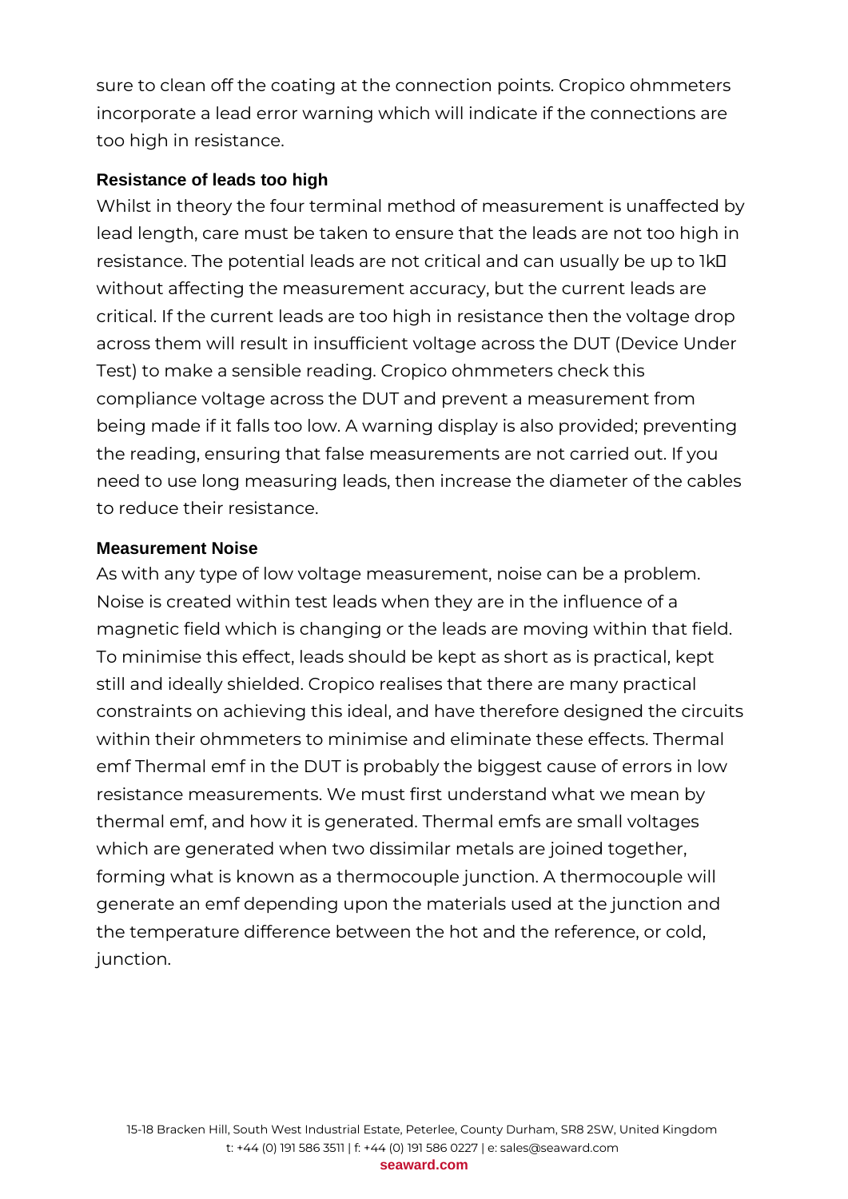sure to clean off the coating at the connection points. Cropico ohmmeters incorporate a lead error warning which will indicate if the connections are too high in resistance.

### Resistance of leads too high

Whilst in theory the four terminal method of measurement is unaffected by lead length, care must be taken to ensure that the leads are not too high in resistance. The potential leads are not critical and can usually be up to 1kΩ without affecting the measurement accuracy, but the current leads are critical. If the current leads are too high in resistance then the voltage drop across them will result in insufficient voltage across the DUT (Device Under Test) to make a sensible reading. Cropico ohmmeters check this compliance voltage across the DUT and prevent a measurement from being made if it falls too low. A warning display is also provided; preventing the reading, ensuring that false measurements are not carried out. If you need to use long measuring leads, then increase the diameter of the cables to reduce their resistance.

### Measurement Noise

As with any type of low voltage measurement, noise can be a problem. Noise is created within test leads when they are in the influence of a magnetic field which is changing or the leads are moving within that field. To minimise this effect, leads should be kept as short as is practical, kept still and ideally shielded. Cropico realises that there are many practical constraints on achieving this ideal, and have therefore designed the circuits within their ohmmeters to minimise and eliminate these effects. Thermal emf Thermal emf in the DUT is probably the biggest cause of errors in low resistance measurements. We must first understand what we mean by thermal emf, and how it is generated. Thermal emfs are small voltages which are generated when two dissimilar metals are joined together, forming what is known as a thermocouple junction. A thermocouple will generate an emf depending upon the materials used at the junction and the temperature difference between the hot and the reference, or cold, junction.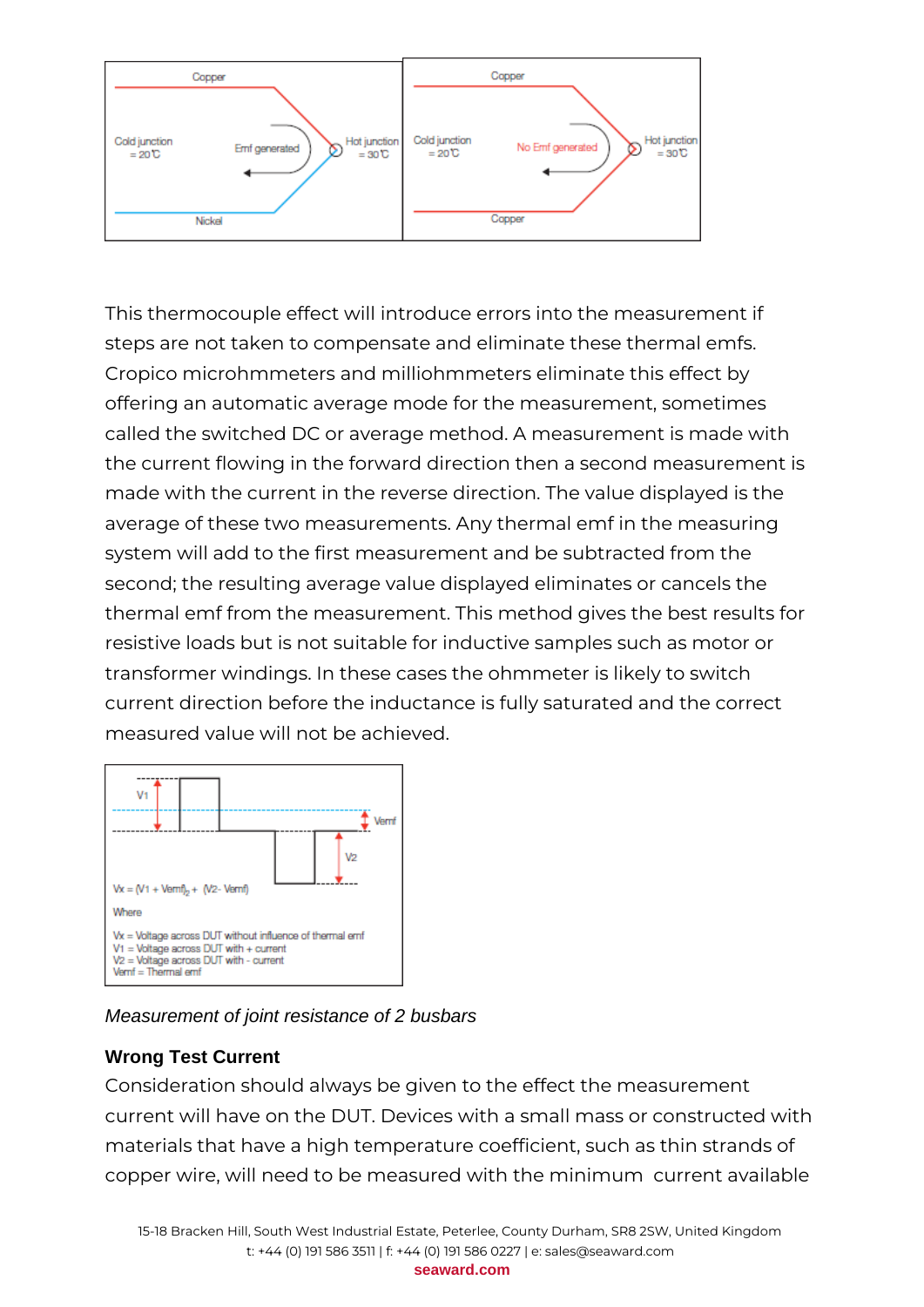This thermocouple effect will introduce errors into the measurement if steps are not taken to compensate and eliminate these thermal emfs. Cropico microhmmeters and milliohmmeters eliminate this effect by offering an automatic average mode for the measurement, sometimes called the switched DC or average method. A measurement is made with the current flowing in the forward direction then a second measurement is made with the current in the reverse direction. The value displayed is the average of these two measurements. Any thermal emf in the measuring system will add to the first measurement and be subtracted from the second; the resulting average value displayed eliminates or cancels the thermal emf from the measurement. This method gives the best results for resistive loads but is not suitable for inductive samples such as motor or transformer windings. In these cases the ohmmeter is likely to switch current direction before the inductance is fully saturated and the correct measured value will not be achieved.

$V_x = (V_1 + V_{emf})_2 + (V_2 - V_{emf})$

Where

$V_x$ = Voltage across DUT without influence of thermal emf
$V_1$ = Voltage across DUT with + current
$V_2$ = Voltage across DUT with - current
$V_{emf}$ = Thermal emf

*Measurement of joint resistance of 2 busbars*

**Wrong Test Current**

Consideration should always be given to the effect the measurement current will have on the DUT. Devices with a small mass or constructed with materials that have a high temperature coefficient, such as thin strands of copper wire, will need to be measured with the minimum current available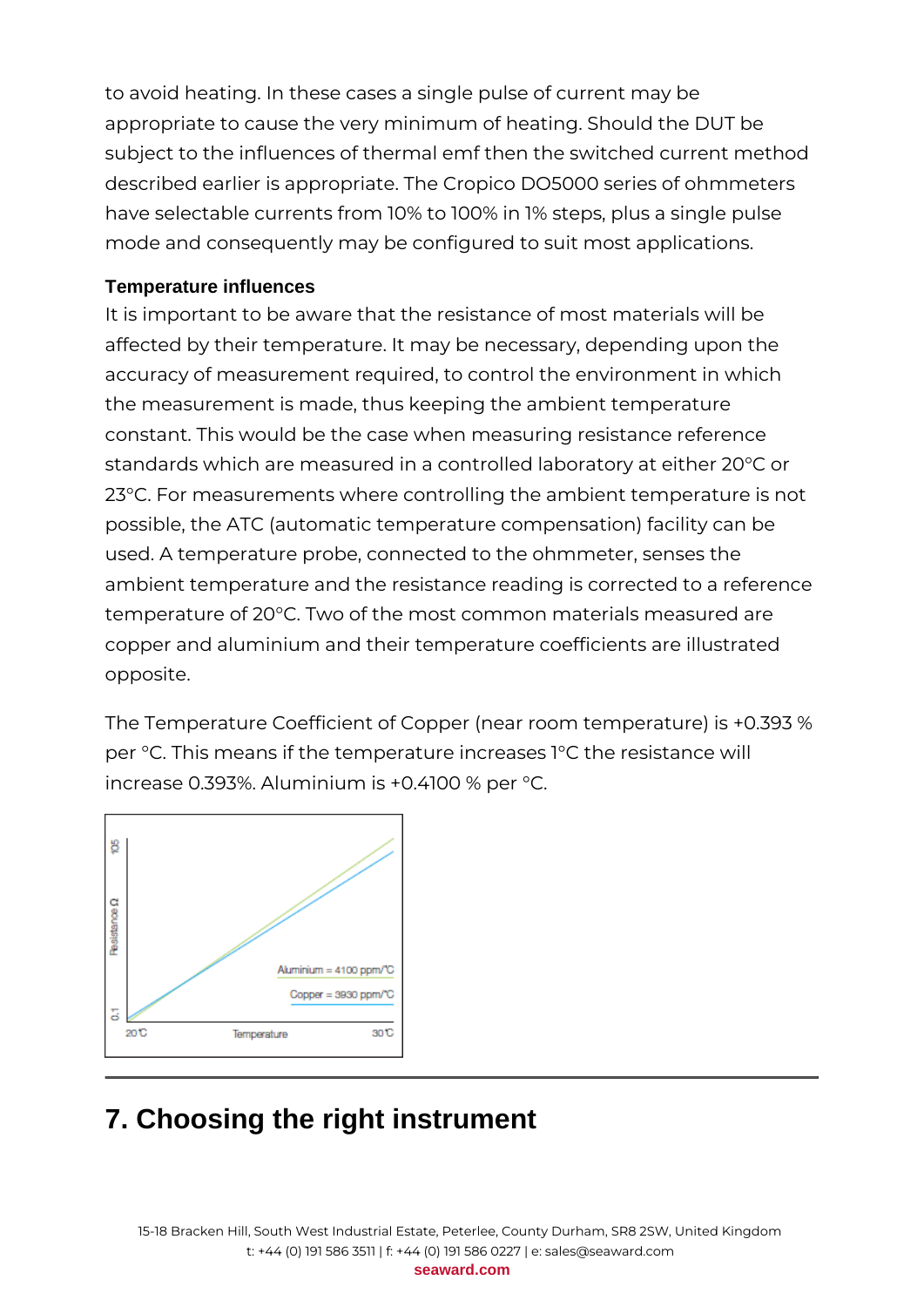to avoid heating. In these cases a single pulse of current may be appropriate to cause the very minimum of heating. Should the DUT be subject to the influences of thermal emf then the switched current method described earlier is appropriate. The Cropico DO5000 series of ohmmeters have selectable currents from 10% to 100% in 1% steps, plus a single pulse mode and consequently may be configured to suit most applications.

### Temperature influences

It is important to be aware that the resistance of most materials will be affected by their temperature. It may be necessary, depending upon the accuracy of measurement required, to control the environment in which the measurement is made, thus keeping the ambient temperature constant. This would be the case when measuring resistance reference standards which are measured in a controlled laboratory at either 20°C or 23°C. For measurements where controlling the ambient temperature is not possible, the ATC (automatic temperature compensation) facility can be used. A temperature probe, connected to the ohmmeter, senses the ambient temperature and the resistance reading is corrected to a reference temperature of 20°C. Two of the most common materials measured are copper and aluminium and their temperature coefficients are illustrated opposite.

The Temperature Coefficient of Copper (near room temperature) is +0.393 % per °C. This means if the temperature increases 1°C the resistance will increase 0.393%. Aluminium is +0.4100 % per °C.

Resistance Ω: 0.1 – 105; Temperature: 20℃ – 30℃

Aluminium = 4100 ppm/℃

Copper = 3930 ppm/℃

## 7. Choosing the right instrument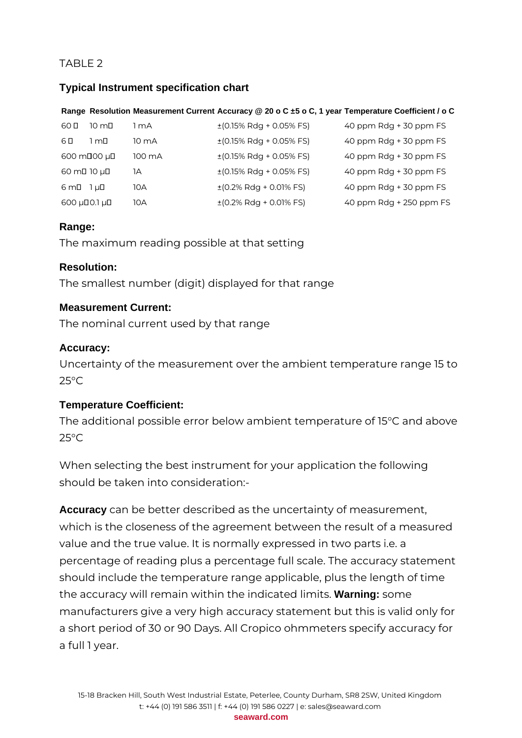TABLE 2

### Typical Instrument specification chart

| Range | Resolution | Measurement Current | Accuracy @ 20 o C ±5 o C, 1 year | Temperature Coefficient / o C |
|---|---|---|---|---|
| 60 Ω | 10 mΩ | 1 mA | ±(0.15% Rdg + 0.05% FS) | 40 ppm Rdg + 30 ppm FS |
| 6 Ω | 1 mΩ | 10 mA | ±(0.15% Rdg + 0.05% FS) | 40 ppm Rdg + 30 ppm FS |
| 600 mΩ | 100 μΩ | 100 mA | ±(0.15% Rdg + 0.05% FS) | 40 ppm Rdg + 30 ppm FS |
| 60 mΩ | 10 μΩ | 1A | ±(0.15% Rdg + 0.05% FS) | 40 ppm Rdg + 30 ppm FS |
| 6 mΩ | 1 μΩ | 10A | ±(0.2% Rdg + 0.01% FS) | 40 ppm Rdg + 30 ppm FS |
| 600 μΩ | 0.1 μΩ | 10A | ±(0.2% Rdg + 0.01% FS) | 40 ppm Rdg + 250 ppm FS |

**Range:**

The maximum reading possible at that setting

**Resolution:**

The smallest number (digit) displayed for that range

**Measurement Current:**

The nominal current used by that range

**Accuracy:**

Uncertainty of the measurement over the ambient temperature range 15 to 25°C

**Temperature Coefficient:**

The additional possible error below ambient temperature of 15°C and above 25°C

When selecting the best instrument for your application the following should be taken into consideration:-

**Accuracy** can be better described as the uncertainty of measurement, which is the closeness of the agreement between the result of a measured value and the true value. It is normally expressed in two parts i.e. a percentage of reading plus a percentage full scale. The accuracy statement should include the temperature range applicable, plus the length of time the accuracy will remain within the indicated limits. **Warning:** some manufacturers give a very high accuracy statement but this is valid only for a short period of 30 or 90 Days. All Cropico ohmmeters specify accuracy for a full 1 year.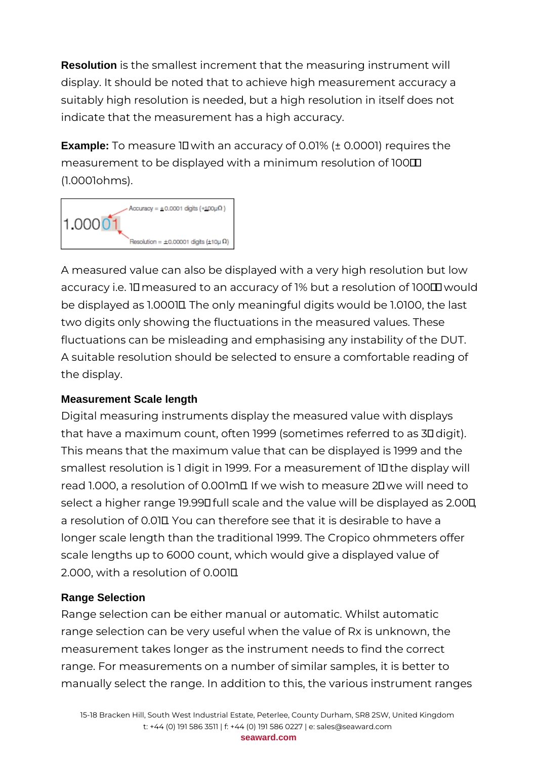**Resolution** is the smallest increment that the measuring instrument will display. It should be noted that to achieve high measurement accuracy a suitably high resolution is needed, but a high resolution in itself does not indicate that the measurement has a high accuracy.

**Example:** To measure 1Ω with an accuracy of 0.01% (± 0.0001) requires the measurement to be displayed with a minimum resolution of 100µΩ (1.0001ohms).

1.00001

Accuracy = ±0.0001 digits (+100µΩ)

Resolution = ±0.00001 digits (±10µ Ω)

A measured value can also be displayed with a very high resolution but low accuracy i.e. 1Ω measured to an accuracy of 1% but a resolution of 100µΩ would be displayed as 1.0001Ω. The only meaningful digits would be 1.0100, the last two digits only showing the fluctuations in the measured values. These fluctuations can be misleading and emphasising any instability of the DUT. A suitable resolution should be selected to ensure a comfortable reading of the display.

### Measurement Scale length

Digital measuring instruments display the measured value with displays that have a maximum count, often 1999 (sometimes referred to as 3½ digit). This means that the maximum value that can be displayed is 1999 and the smallest resolution is 1 digit in 1999. For a measurement of 1Ω the display will read 1.000, a resolution of 0.001mΩ. If we wish to measure 2Ω we will need to select a higher range 19.99Ω full scale and the value will be displayed as 2.00Ω, a resolution of 0.01Ω. You can therefore see that it is desirable to have a longer scale length than the traditional 1999. The Cropico ohmmeters offer scale lengths up to 6000 count, which would give a displayed value of 2.000, with a resolution of 0.001Ω.

### Range Selection

Range selection can be either manual or automatic. Whilst automatic range selection can be very useful when the value of Rx is unknown, the measurement takes longer as the instrument needs to find the correct range. For measurements on a number of similar samples, it is better to manually select the range. In addition to this, the various instrument ranges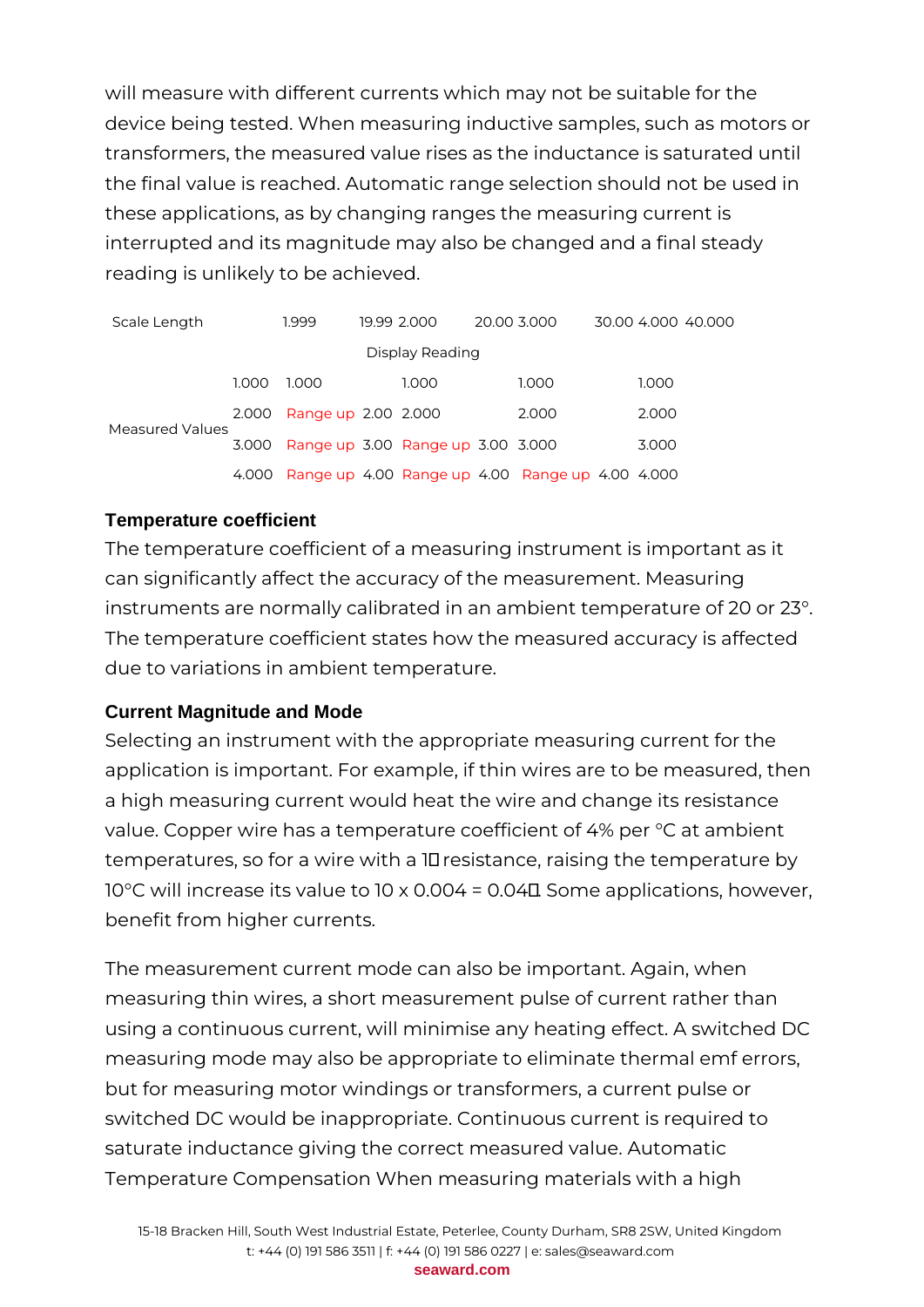will measure with different currents which may not be suitable for the device being tested. When measuring inductive samples, such as motors or transformers, the measured value rises as the inductance is saturated until the final value is reached. Automatic range selection should not be used in these applications, as by changing ranges the measuring current is interrupted and its magnitude may also be changed and a final steady reading is unlikely to be achieved.

| Scale Length | | 1.999 19.99 | 2.000 20.00 | 3.000 30.00 | 4.000 40.000 |
|---|---|---|---|---|---|
| | | Display Reading | | | |
| Measured Values | 1.000 | 1.000 | 1.000 | 1.000 | 1.000 |
| | 2.000 | Range up 2.00 | 2.000 | 2.000 | 2.000 |
| | 3.000 | Range up 3.00 | Range up 3.00 | 3.000 | 3.000 |
| | 4.000 | Range up 4.00 | Range up 4.00 | Range up 4.00 | 4.000 |

**Temperature coefficient**

The temperature coefficient of a measuring instrument is important as it can significantly affect the accuracy of the measurement. Measuring instruments are normally calibrated in an ambient temperature of 20 or 23°. The temperature coefficient states how the measured accuracy is affected due to variations in ambient temperature.

**Current Magnitude and Mode**

Selecting an instrument with the appropriate measuring current for the application is important. For example, if thin wires are to be measured, then a high measuring current would heat the wire and change its resistance value. Copper wire has a temperature coefficient of 4% per °C at ambient temperatures, so for a wire with a 1Ω resistance, raising the temperature by 10°C will increase its value to 10 x 0.004 = 0.04Ω. Some applications, however, benefit from higher currents.

The measurement current mode can also be important. Again, when measuring thin wires, a short measurement pulse of current rather than using a continuous current, will minimise any heating effect. A switched DC measuring mode may also be appropriate to eliminate thermal emf errors, but for measuring motor windings or transformers, a current pulse or switched DC would be inappropriate. Continuous current is required to saturate inductance giving the correct measured value. Automatic Temperature Compensation When measuring materials with a high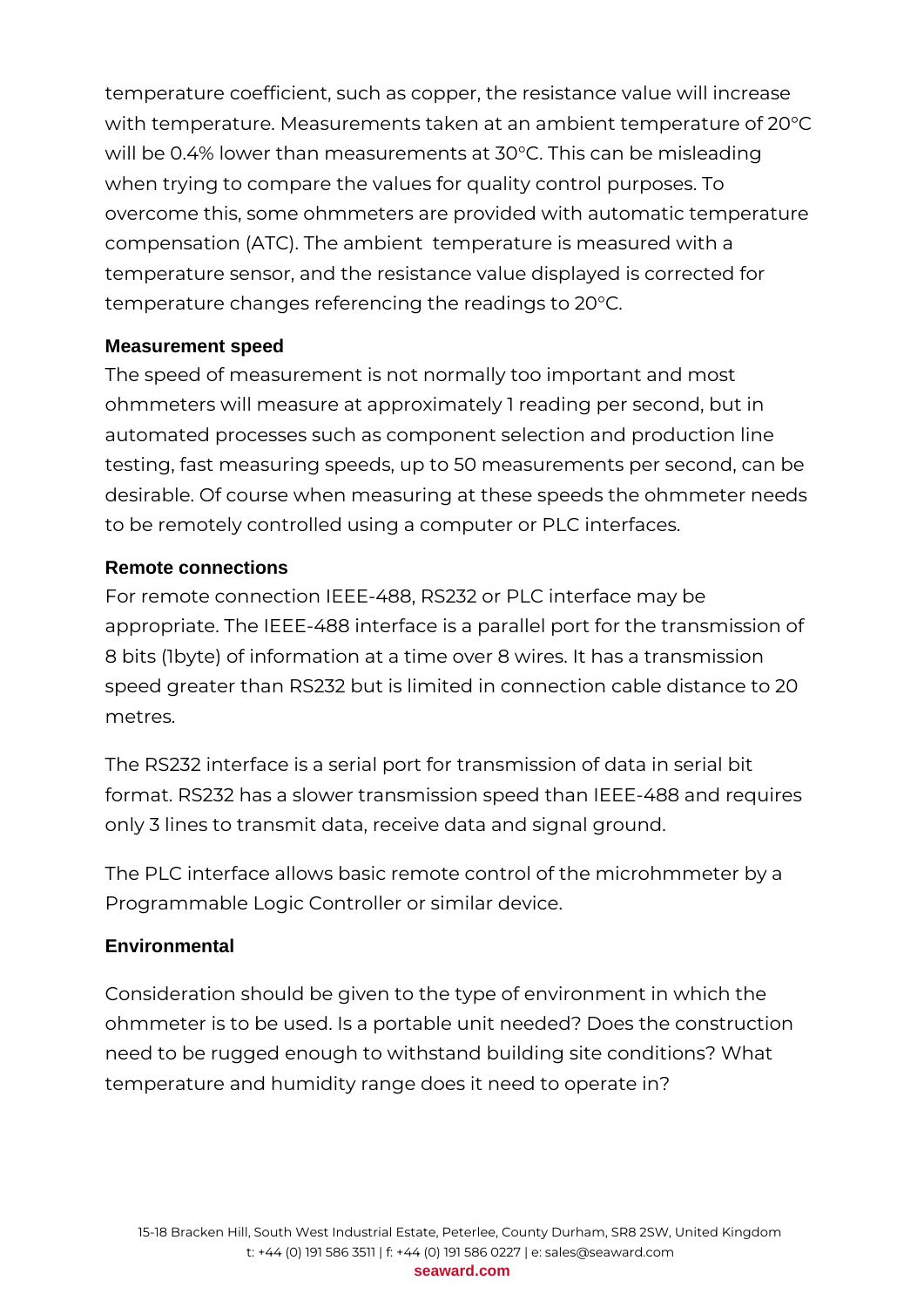temperature coefficient, such as copper, the resistance value will increase with temperature. Measurements taken at an ambient temperature of 20°C will be 0.4% lower than measurements at 30°C. This can be misleading when trying to compare the values for quality control purposes. To overcome this, some ohmmeters are provided with automatic temperature compensation (ATC). The ambient  temperature is measured with a temperature sensor, and the resistance value displayed is corrected for temperature changes referencing the readings to 20°C.

### Measurement speed

The speed of measurement is not normally too important and most ohmmeters will measure at approximately 1 reading per second, but in automated processes such as component selection and production line testing, fast measuring speeds, up to 50 measurements per second, can be desirable. Of course when measuring at these speeds the ohmmeter needs to be remotely controlled using a computer or PLC interfaces.

### Remote connections

For remote connection IEEE-488, RS232 or PLC interface may be appropriate. The IEEE-488 interface is a parallel port for the transmission of 8 bits (1byte) of information at a time over 8 wires. It has a transmission speed greater than RS232 but is limited in connection cable distance to 20 metres.

The RS232 interface is a serial port for transmission of data in serial bit format. RS232 has a slower transmission speed than IEEE-488 and requires only 3 lines to transmit data, receive data and signal ground.

The PLC interface allows basic remote control of the microhmmeter by a Programmable Logic Controller or similar device.

### Environmental

Consideration should be given to the type of environment in which the ohmmeter is to be used. Is a portable unit needed? Does the construction need to be rugged enough to withstand building site conditions? What temperature and humidity range does it need to operate in?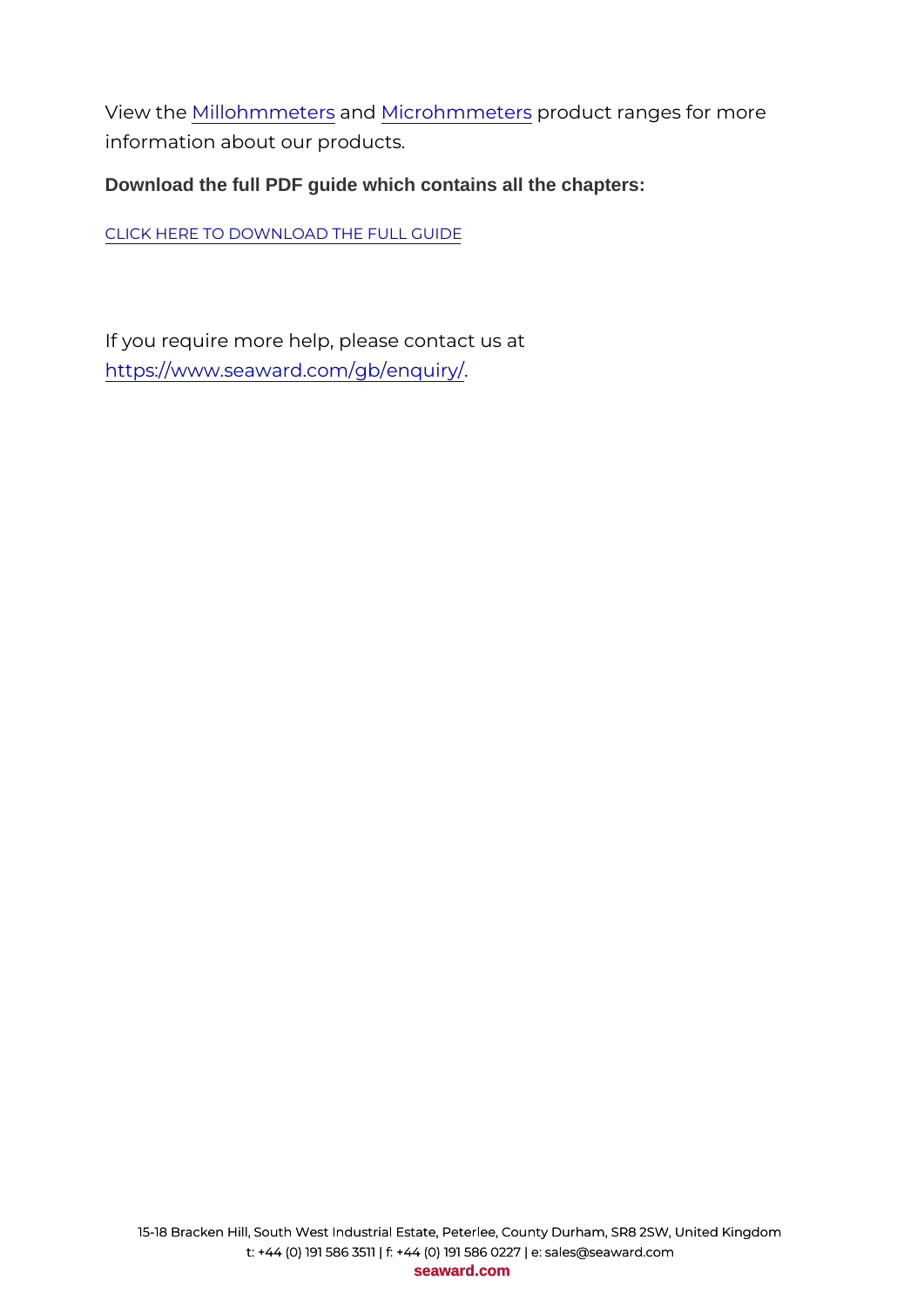View the Millohmmeters and Microhmmeters product ranges for more information about our products.

**Download the full PDF guide which contains all the chapters:**

CLICK HERE TO DOWNLOAD THE FULL GUIDE

If you require more help, please contact us at https://www.seaward.com/gb/enquiry/.